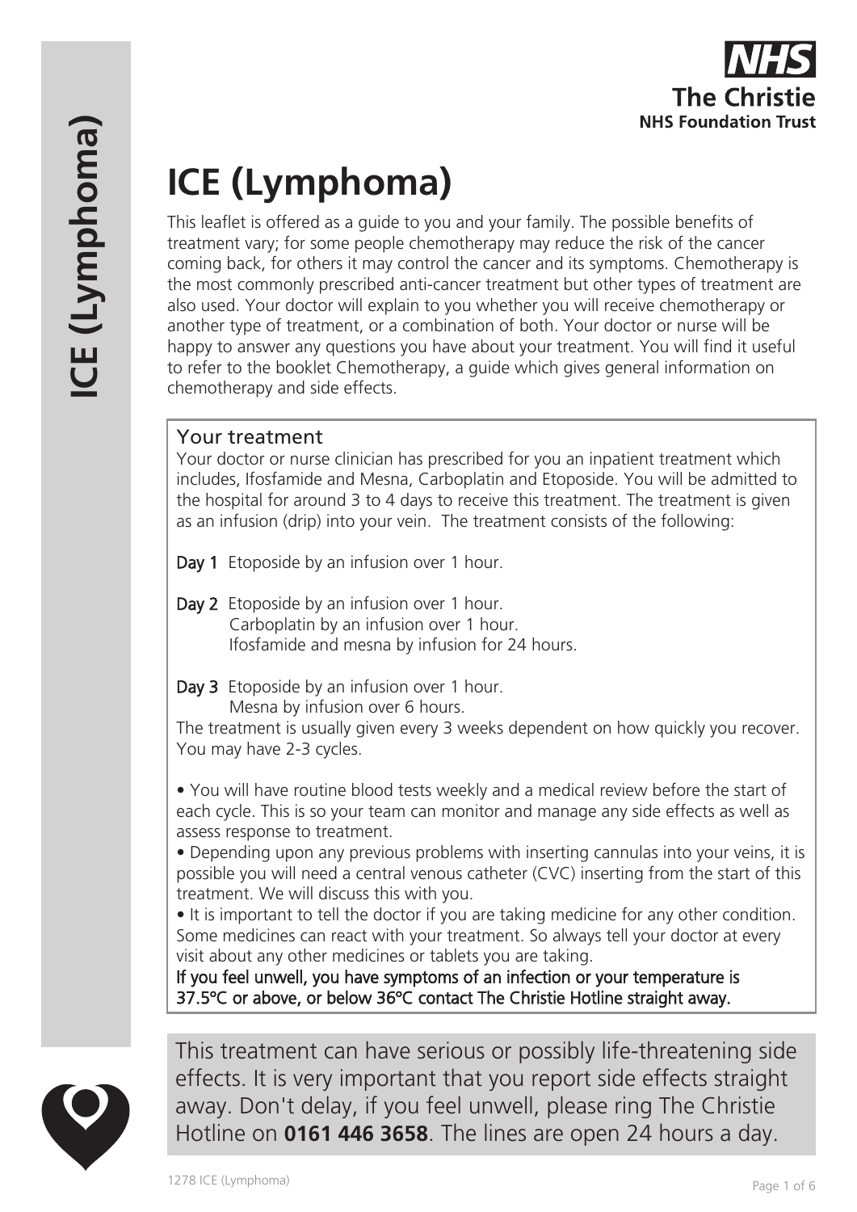# ICE (Lymphoma)

This leaflet is offered as a guide to you and your family. The possible benefits of treatment vary; for some people chemotherapy may reduce the risk of the cancer coming back, for others it may control the cancer and its symptoms. Chemotherapy is the most commonly prescribed anti-cancer treatment but other types of treatment are also used. Your doctor will explain to you whether you will receive chemotherapy or another type of treatment, or a combination of both. Your doctor or nurse will be happy to answer any questions you have about your treatment. You will find it useful to refer to the booklet Chemotherapy, a guide which gives general information on chemotherapy and side effects.

## Your treatment

Your doctor or nurse clinician has prescribed for you an inpatient treatment which includes, Ifosfamide and Mesna, Carboplatin and Etoposide. You will be admitted to the hospital for around 3 to 4 days to receive this treatment. The treatment is given as an infusion (drip) into your vein. The treatment consists of the following:

**Day 1** Etoposide by an infusion over 1 hour.

**Day 2** Etoposide by an infusion over 1 hour.
Carboplatin by an infusion over 1 hour.
Ifosfamide and mesna by infusion for 24 hours.

**Day 3** Etoposide by an infusion over 1 hour.
Mesna by infusion over 6 hours.

The treatment is usually given every 3 weeks dependent on how quickly you recover. You may have 2-3 cycles.

- You will have routine blood tests weekly and a medical review before the start of each cycle. This is so your team can monitor and manage any side effects as well as assess response to treatment.
- Depending upon any previous problems with inserting cannulas into your veins, it is possible you will need a central venous catheter (CVC) inserting from the start of this treatment. We will discuss this with you.
- It is important to tell the doctor if you are taking medicine for any other condition. Some medicines can react with your treatment. So always tell your doctor at every visit about any other medicines or tablets you are taking.

**If you feel unwell, you have symptoms of an infection or your temperature is 37.5°C or above, or below 36°C contact The Christie Hotline straight away.**

This treatment can have serious or possibly life-threatening side effects. It is very important that you report side effects straight away. Don't delay, if you feel unwell, please ring The Christie Hotline on **0161 446 3658**. The lines are open 24 hours a day.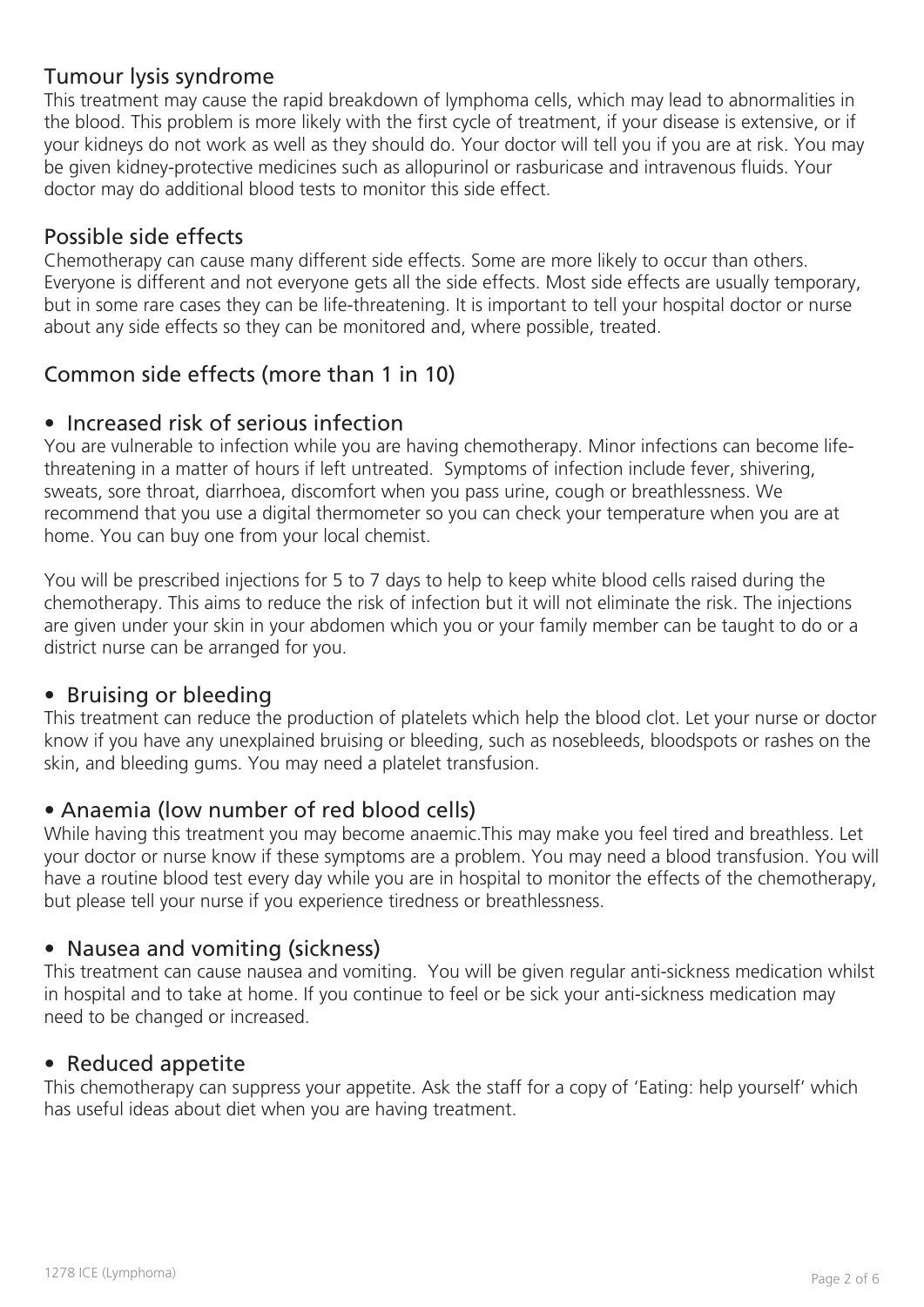## Tumour lysis syndrome

This treatment may cause the rapid breakdown of lymphoma cells, which may lead to abnormalities in the blood. This problem is more likely with the first cycle of treatment, if your disease is extensive, or if your kidneys do not work as well as they should do. Your doctor will tell you if you are at risk. You may be given kidney-protective medicines such as allopurinol or rasburicase and intravenous fluids. Your doctor may do additional blood tests to monitor this side effect.

## Possible side effects

Chemotherapy can cause many different side effects. Some are more likely to occur than others. Everyone is different and not everyone gets all the side effects. Most side effects are usually temporary, but in some rare cases they can be life-threatening. It is important to tell your hospital doctor or nurse about any side effects so they can be monitored and, where possible, treated.

## Common side effects (more than 1 in 10)

### • Increased risk of serious infection

You are vulnerable to infection while you are having chemotherapy. Minor infections can become life-threatening in a matter of hours if left untreated. Symptoms of infection include fever, shivering, sweats, sore throat, diarrhoea, discomfort when you pass urine, cough or breathlessness. We recommend that you use a digital thermometer so you can check your temperature when you are at home. You can buy one from your local chemist.

You will be prescribed injections for 5 to 7 days to help to keep white blood cells raised during the chemotherapy. This aims to reduce the risk of infection but it will not eliminate the risk. The injections are given under your skin in your abdomen which you or your family member can be taught to do or a district nurse can be arranged for you.

### • Bruising or bleeding

This treatment can reduce the production of platelets which help the blood clot. Let your nurse or doctor know if you have any unexplained bruising or bleeding, such as nosebleeds, bloodspots or rashes on the skin, and bleeding gums. You may need a platelet transfusion.

### • Anaemia (low number of red blood cells)

While having this treatment you may become anaemic.This may make you feel tired and breathless. Let your doctor or nurse know if these symptoms are a problem. You may need a blood transfusion. You will have a routine blood test every day while you are in hospital to monitor the effects of the chemotherapy, but please tell your nurse if you experience tiredness or breathlessness.

### • Nausea and vomiting (sickness)

This treatment can cause nausea and vomiting. You will be given regular anti-sickness medication whilst in hospital and to take at home. If you continue to feel or be sick your anti-sickness medication may need to be changed or increased.

### • Reduced appetite

This chemotherapy can suppress your appetite. Ask the staff for a copy of 'Eating: help yourself' which has useful ideas about diet when you are having treatment.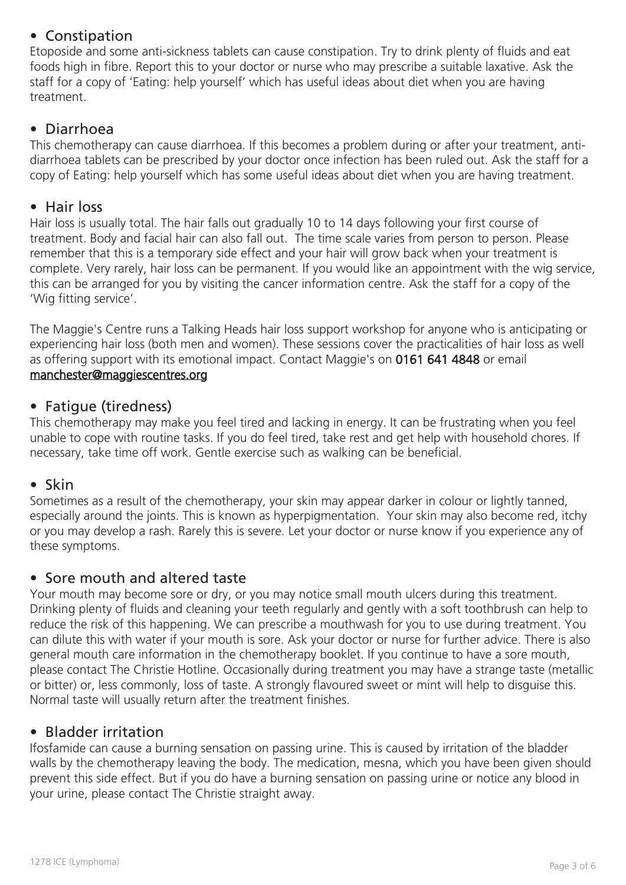- Constipation

Etoposide and some anti-sickness tablets can cause constipation. Try to drink plenty of fluids and eat foods high in fibre. Report this to your doctor or nurse who may prescribe a suitable laxative. Ask the staff for a copy of 'Eating: help yourself' which has useful ideas about diet when you are having treatment.

- Diarrhoea

This chemotherapy can cause diarrhoea. If this becomes a problem during or after your treatment, anti-diarrhoea tablets can be prescribed by your doctor once infection has been ruled out. Ask the staff for a copy of Eating: help yourself which has some useful ideas about diet when you are having treatment.

- Hair loss

Hair loss is usually total. The hair falls out gradually 10 to 14 days following your first course of treatment. Body and facial hair can also fall out. The time scale varies from person to person. Please remember that this is a temporary side effect and your hair will grow back when your treatment is complete. Very rarely, hair loss can be permanent. If you would like an appointment with the wig service, this can be arranged for you by visiting the cancer information centre. Ask the staff for a copy of the 'Wig fitting service'.

The Maggie's Centre runs a Talking Heads hair loss support workshop for anyone who is anticipating or experiencing hair loss (both men and women). These sessions cover the practicalities of hair loss as well as offering support with its emotional impact. Contact Maggie's on **0161 641 4848** or email manchester@maggiescentres.org

- Fatigue (tiredness)

This chemotherapy may make you feel tired and lacking in energy. It can be frustrating when you feel unable to cope with routine tasks. If you do feel tired, take rest and get help with household chores. If necessary, take time off work. Gentle exercise such as walking can be beneficial.

- Skin

Sometimes as a result of the chemotherapy, your skin may appear darker in colour or lightly tanned, especially around the joints. This is known as hyperpigmentation. Your skin may also become red, itchy or you may develop a rash. Rarely this is severe. Let your doctor or nurse know if you experience any of these symptoms.

- Sore mouth and altered taste

Your mouth may become sore or dry, or you may notice small mouth ulcers during this treatment. Drinking plenty of fluids and cleaning your teeth regularly and gently with a soft toothbrush can help to reduce the risk of this happening. We can prescribe a mouthwash for you to use during treatment. You can dilute this with water if your mouth is sore. Ask your doctor or nurse for further advice. There is also general mouth care information in the chemotherapy booklet. If you continue to have a sore mouth, please contact The Christie Hotline. Occasionally during treatment you may have a strange taste (metallic or bitter) or, less commonly, loss of taste. A strongly flavoured sweet or mint will help to disguise this. Normal taste will usually return after the treatment finishes.

- Bladder irritation

Ifosfamide can cause a burning sensation on passing urine. This is caused by irritation of the bladder walls by the chemotherapy leaving the body. The medication, mesna, which you have been given should prevent this side effect. But if you do have a burning sensation on passing urine or notice any blood in your urine, please contact The Christie straight away.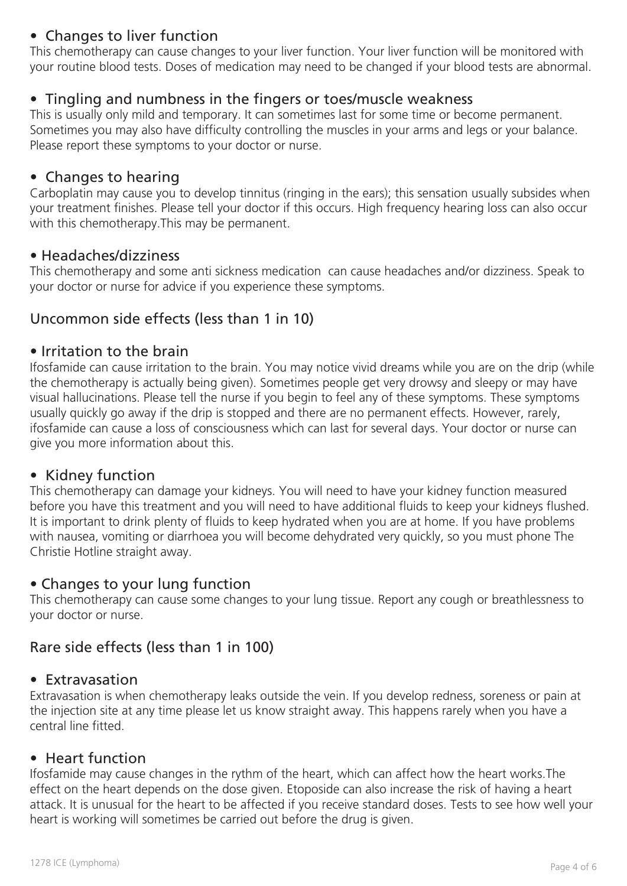- **Changes to liver function**

This chemotherapy can cause changes to your liver function. Your liver function will be monitored with your routine blood tests. Doses of medication may need to be changed if your blood tests are abnormal.

- **Tingling and numbness in the fingers or toes/muscle weakness**

This is usually only mild and temporary. It can sometimes last for some time or become permanent. Sometimes you may also have difficulty controlling the muscles in your arms and legs or your balance. Please report these symptoms to your doctor or nurse.

- **Changes to hearing**

Carboplatin may cause you to develop tinnitus (ringing in the ears); this sensation usually subsides when your treatment finishes. Please tell your doctor if this occurs. High frequency hearing loss can also occur with this chemotherapy.This may be permanent.

- **Headaches/dizziness**

This chemotherapy and some anti sickness medication can cause headaches and/or dizziness. Speak to your doctor or nurse for advice if you experience these symptoms.

## Uncommon side effects (less than 1 in 10)

- **Irritation to the brain**

Ifosfamide can cause irritation to the brain. You may notice vivid dreams while you are on the drip (while the chemotherapy is actually being given). Sometimes people get very drowsy and sleepy or may have visual hallucinations. Please tell the nurse if you begin to feel any of these symptoms. These symptoms usually quickly go away if the drip is stopped and there are no permanent effects. However, rarely, ifosfamide can cause a loss of consciousness which can last for several days. Your doctor or nurse can give you more information about this.

- **Kidney function**

This chemotherapy can damage your kidneys. You will need to have your kidney function measured before you have this treatment and you will need to have additional fluids to keep your kidneys flushed. It is important to drink plenty of fluids to keep hydrated when you are at home. If you have problems with nausea, vomiting or diarrhoea you will become dehydrated very quickly, so you must phone The Christie Hotline straight away.

- **Changes to your lung function**

This chemotherapy can cause some changes to your lung tissue. Report any cough or breathlessness to your doctor or nurse.

## Rare side effects (less than 1 in 100)

- **Extravasation**

Extravasation is when chemotherapy leaks outside the vein. If you develop redness, soreness or pain at the injection site at any time please let us know straight away. This happens rarely when you have a central line fitted.

- **Heart function**

Ifosfamide may cause changes in the rythm of the heart, which can affect how the heart works.The effect on the heart depends on the dose given. Etoposide can also increase the risk of having a heart attack. It is unusual for the heart to be affected if you receive standard doses. Tests to see how well your heart is working will sometimes be carried out before the drug is given.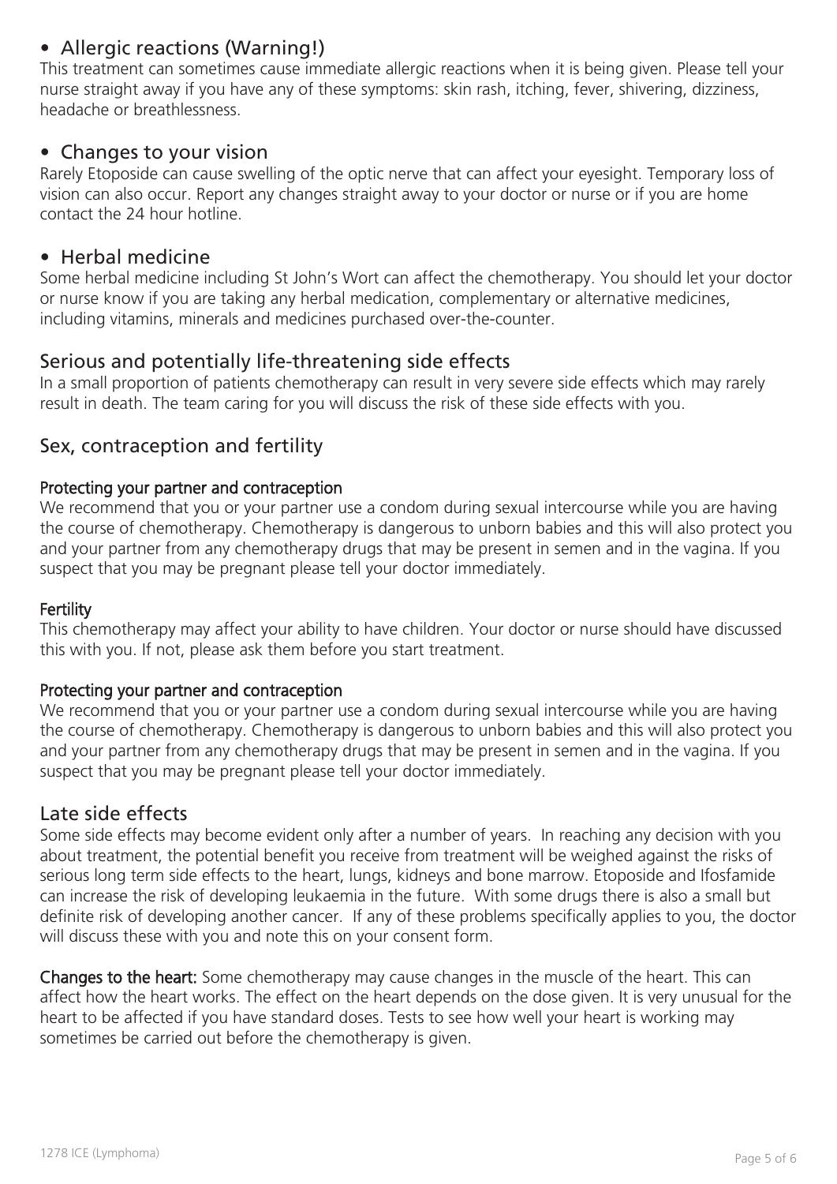- Allergic reactions (Warning!)

This treatment can sometimes cause immediate allergic reactions when it is being given. Please tell your nurse straight away if you have any of these symptoms: skin rash, itching, fever, shivering, dizziness, headache or breathlessness.

- Changes to your vision

Rarely Etoposide can cause swelling of the optic nerve that can affect your eyesight. Temporary loss of vision can also occur. Report any changes straight away to your doctor or nurse or if you are home contact the 24 hour hotline.

- Herbal medicine

Some herbal medicine including St John's Wort can affect the chemotherapy. You should let your doctor or nurse know if you are taking any herbal medication, complementary or alternative medicines, including vitamins, minerals and medicines purchased over-the-counter.

## Serious and potentially life-threatening side effects

In a small proportion of patients chemotherapy can result in very severe side effects which may rarely result in death. The team caring for you will discuss the risk of these side effects with you.

## Sex, contraception and fertility

### Protecting your partner and contraception

We recommend that you or your partner use a condom during sexual intercourse while you are having the course of chemotherapy. Chemotherapy is dangerous to unborn babies and this will also protect you and your partner from any chemotherapy drugs that may be present in semen and in the vagina. If you suspect that you may be pregnant please tell your doctor immediately.

### Fertility

This chemotherapy may affect your ability to have children. Your doctor or nurse should have discussed this with you. If not, please ask them before you start treatment.

### Protecting your partner and contraception

We recommend that you or your partner use a condom during sexual intercourse while you are having the course of chemotherapy. Chemotherapy is dangerous to unborn babies and this will also protect you and your partner from any chemotherapy drugs that may be present in semen and in the vagina. If you suspect that you may be pregnant please tell your doctor immediately.

## Late side effects

Some side effects may become evident only after a number of years. In reaching any decision with you about treatment, the potential benefit you receive from treatment will be weighed against the risks of serious long term side effects to the heart, lungs, kidneys and bone marrow. Etoposide and Ifosfamide can increase the risk of developing leukaemia in the future. With some drugs there is also a small but definite risk of developing another cancer. If any of these problems specifically applies to you, the doctor will discuss these with you and note this on your consent form.

**Changes to the heart:** Some chemotherapy may cause changes in the muscle of the heart. This can affect how the heart works. The effect on the heart depends on the dose given. It is very unusual for the heart to be affected if you have standard doses. Tests to see how well your heart is working may sometimes be carried out before the chemotherapy is given.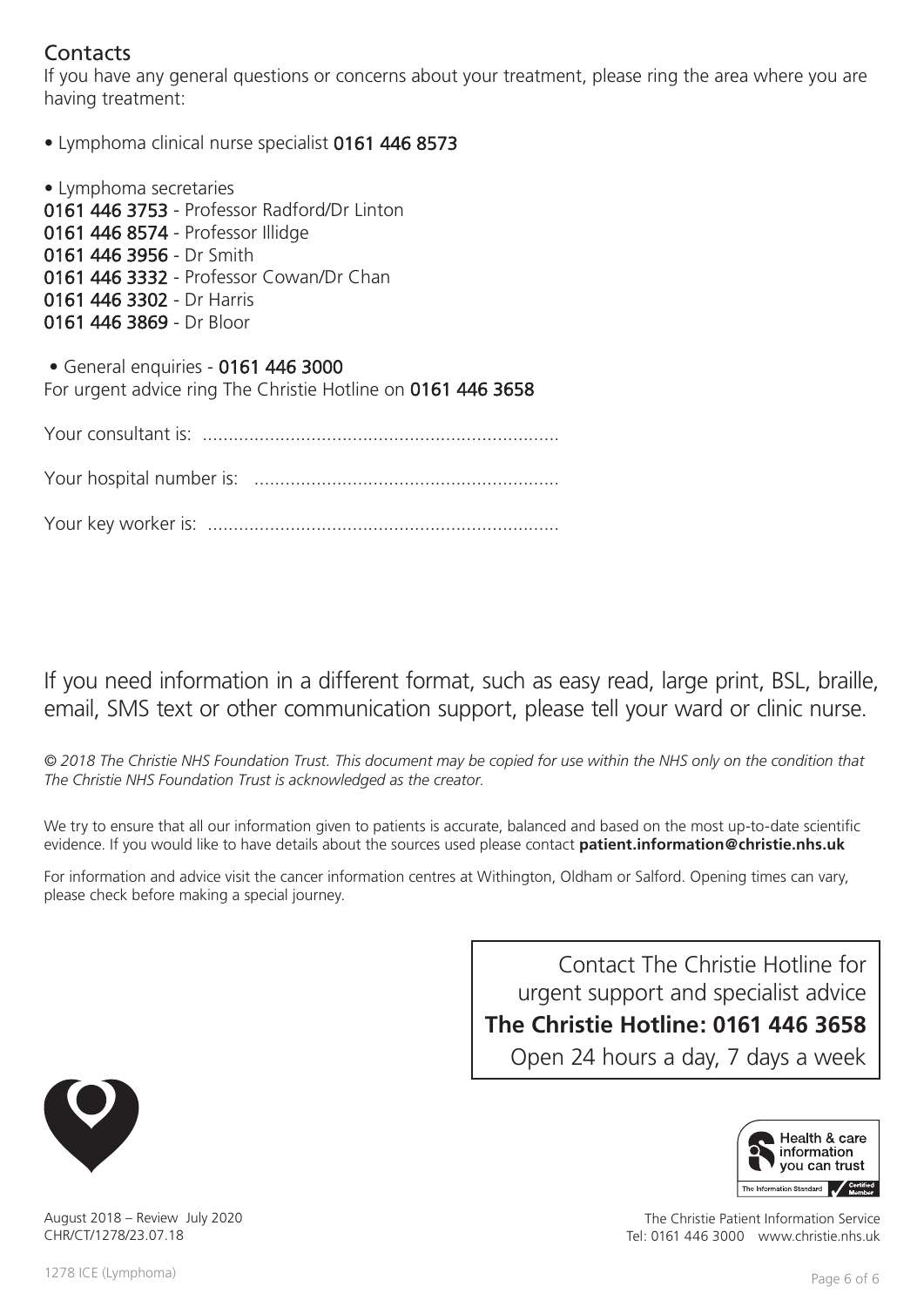## Contacts

If you have any general questions or concerns about your treatment, please ring the area where you are having treatment:

- Lymphoma clinical nurse specialist 0161 446 8573

- Lymphoma secretaries

0161 446 3753 - Professor Radford/Dr Linton
0161 446 8574 - Professor Illidge
0161 446 3956 - Dr Smith
0161 446 3332 - Professor Cowan/Dr Chan
0161 446 3302 - Dr Harris
0161 446 3869 - Dr Bloor

- General enquiries - 0161 446 3000

For urgent advice ring The Christie Hotline on 0161 446 3658

Your consultant is: ....................................................................

Your hospital number is: ..........................................................

Your key worker is: ...................................................................

If you need information in a different format, such as easy read, large print, BSL, braille, email, SMS text or other communication support, please tell your ward or clinic nurse.

*© 2018 The Christie NHS Foundation Trust. This document may be copied for use within the NHS only on the condition that The Christie NHS Foundation Trust is acknowledged as the creator.*

We try to ensure that all our information given to patients is accurate, balanced and based on the most up-to-date scientific evidence. If you would like to have details about the sources used please contact **patient.information@christie.nhs.uk**

For information and advice visit the cancer information centres at Withington, Oldham or Salford. Opening times can vary, please check before making a special journey.

Contact The Christie Hotline for urgent support and specialist advice
**The Christie Hotline: 0161 446 3658**
Open 24 hours a day, 7 days a week

Health & care information you can trust
The Information Standard — Certified Member

August 2018 – Review July 2020
CHR/CT/1278/23.07.18

The Christie Patient Information Service
Tel: 0161 446 3000 www.christie.nhs.uk

1278 ICE (Lymphoma)